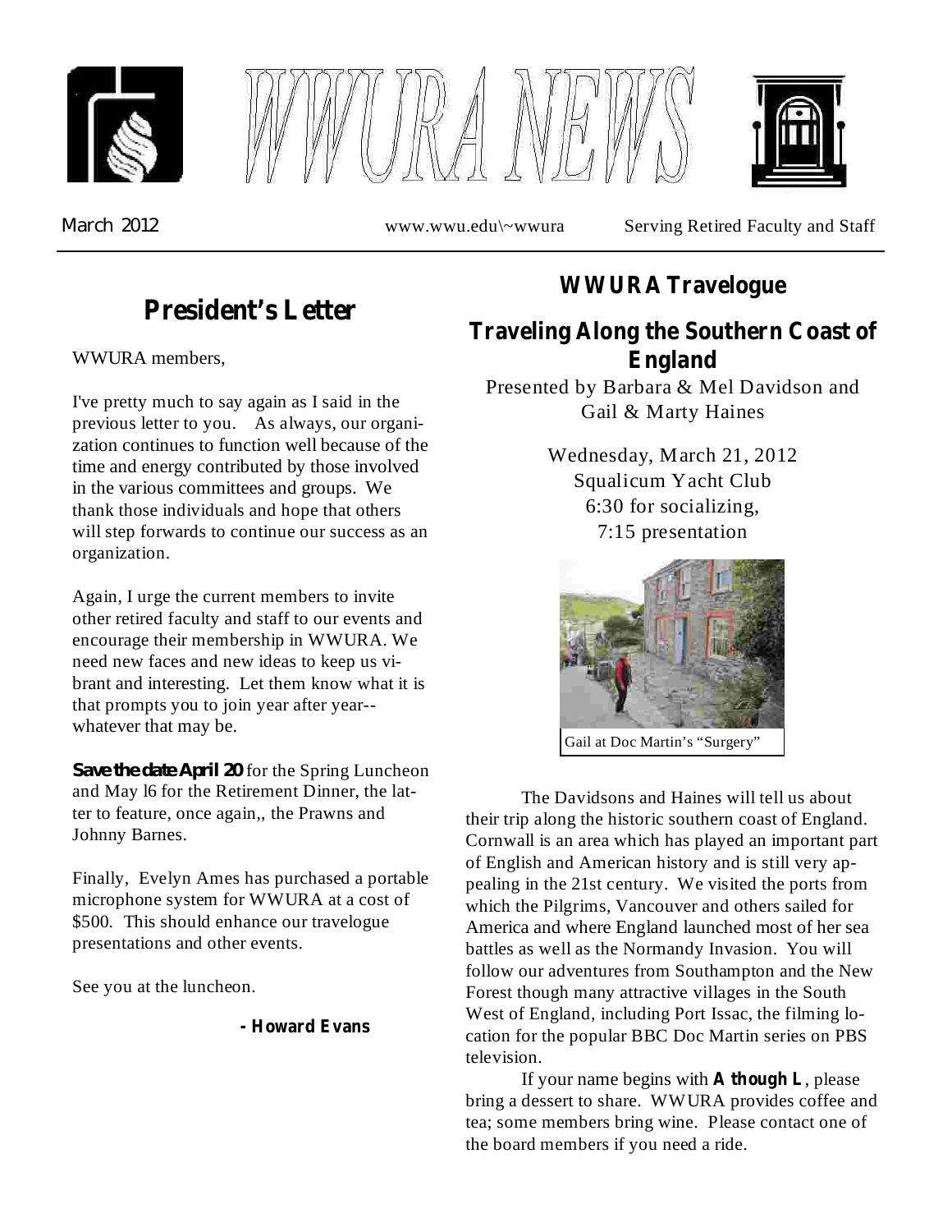# WWURA NEWS

March 2012 www.wwu.edu\~wwura Serving Retired Faculty and Staff

## President's Letter

WWURA members,

I've pretty much to say again as I said in the previous letter to you. As always, our organization continues to function well because of the time and energy contributed by those involved in the various committees and groups. We thank those individuals and hope that others will step forwards to continue our success as an organization.

Again, I urge the current members to invite other retired faculty and staff to our events and encourage their membership in WWURA. We need new faces and new ideas to keep us vibrant and interesting. Let them know what it is that prompts you to join year after year-- whatever that may be.

**Save the date April 20** for the Spring Luncheon and May l6 for the Retirement Dinner, the latter to feature, once again,, the Prawns and Johnny Barnes.

Finally, Evelyn Ames has purchased a portable microphone system for WWURA at a cost of $500. This should enhance our travelogue presentations and other events.

See you at the luncheon.

**- Howard Evans**

## WWURA Travelogue

## Traveling Along the Southern Coast of England

Presented by Barbara & Mel Davidson and Gail & Marty Haines

Wednesday, March 21, 2012
Squalicum Yacht Club
6:30 for socializing,
7:15 presentation

Gail at Doc Martin's "Surgery"

The Davidsons and Haines will tell us about their trip along the historic southern coast of England. Cornwall is an area which has played an important part of English and American history and is still very appealing in the 21st century. We visited the ports from which the Pilgrims, Vancouver and others sailed for America and where England launched most of her sea battles as well as the Normandy Invasion. You will follow our adventures from Southampton and the New Forest though many attractive villages in the South West of England, including Port Issac, the filming location for the popular BBC Doc Martin series on PBS television.

If your name begins with **A though L**, please bring a dessert to share. WWURA provides coffee and tea; some members bring wine. Please contact one of the board members if you need a ride.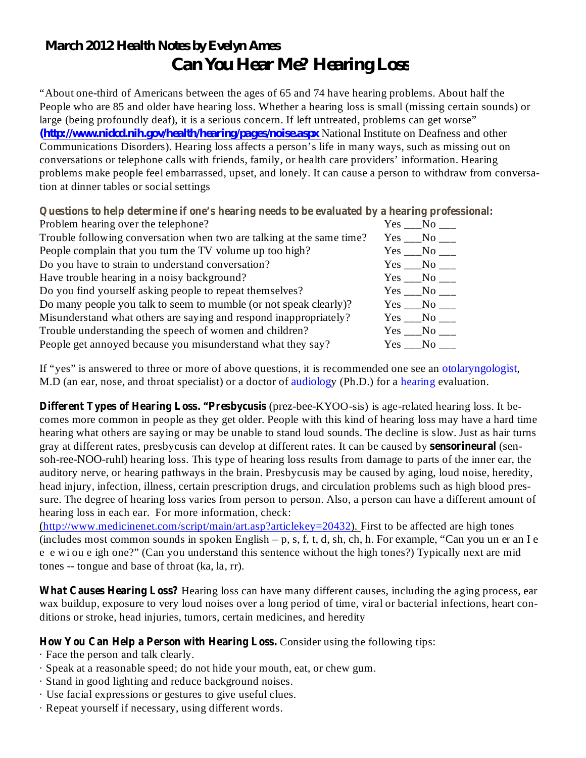**March 2012 Health Notes by Evelyn Ames**

# Can You Hear Me? Hearing Loss

"About one-third of Americans between the ages of 65 and 74 have hearing problems. About half the People who are 85 and older have hearing loss. Whether a hearing loss is small (missing certain sounds) or large (being profoundly deaf), it is a serious concern. If left untreated, problems can get worse" **(http://www.nidcd.nih.gov/health/hearing/pages/noise.aspx** National Institute on Deafness and other Communications Disorders). Hearing loss affects a person's life in many ways, such as missing out on conversations or telephone calls with friends, family, or health care providers' information. Hearing problems make people feel embarrassed, upset, and lonely. It can cause a person to withdraw from conversation at dinner tables or social settings

**Questions to help determine if one's hearing needs to be evaluated by a hearing professional:**

| | |
|---|---|
| Problem hearing over the telephone? | Yes ___No ___ |
| Trouble following conversation when two are talking at the same time? | Yes ___No ___ |
| People complain that you turn the TV volume up too high? | Yes ___No ___ |
| Do you have to strain to understand conversation? | Yes ___No ___ |
| Have trouble hearing in a noisy background? | Yes ___No ___ |
| Do you find yourself asking people to repeat themselves? | Yes ___No ___ |
| Do many people you talk to seem to mumble (or not speak clearly)? | Yes ___No ___ |
| Misunderstand what others are saying and respond inappropriately? | Yes ___No ___ |
| Trouble understanding the speech of women and children? | Yes ___No ___ |
| People get annoyed because you misunderstand what they say? | Yes ___No ___ |

If "yes" is answered to three or more of above questions, it is recommended one see an otolaryngologist, M.D (an ear, nose, and throat specialist) or a doctor of audiology (Ph.D.) for a hearing evaluation.

**Different Types of Hearing Loss. "Presbycusis** (prez-bee-KYOO-sis) is age-related hearing loss. It becomes more common in people as they get older. People with this kind of hearing loss may have a hard time hearing what others are saying or may be unable to stand loud sounds. The decline is slow. Just as hair turns gray at different rates, presbycusis can develop at different rates. It can be caused by **sensorineural** (sen-soh-ree-NOO-ruhl) hearing loss. This type of hearing loss results from damage to parts of the inner ear, the auditory nerve, or hearing pathways in the brain. Presbycusis may be caused by aging, loud noise, heredity, head injury, infection, illness, certain prescription drugs, and circulation problems such as high blood pressure. The degree of hearing loss varies from person to person. Also, a person can have a different amount of hearing loss in each ear. For more information, check: (http://www.medicinenet.com/script/main/art.asp?articlekey=20432). First to be affected are high tones (includes most common sounds in spoken English – p, s, f, t, d, sh, ch, h. For example, "Can you un er an I e e e wi ou e igh one?" (Can you understand this sentence without the high tones?) Typically next are mid tones -- tongue and base of throat (ka, la, rr).

**What Causes Hearing Loss?** Hearing loss can have many different causes, including the aging process, ear wax buildup, exposure to very loud noises over a long period of time, viral or bacterial infections, heart conditions or stroke, head injuries, tumors, certain medicines, and heredity

**How You Can Help a Person with Hearing Loss.** Consider using the following tips:

- Face the person and talk clearly.
- Speak at a reasonable speed; do not hide your mouth, eat, or chew gum.
- Stand in good lighting and reduce background noises.
- Use facial expressions or gestures to give useful clues.
- Repeat yourself if necessary, using different words.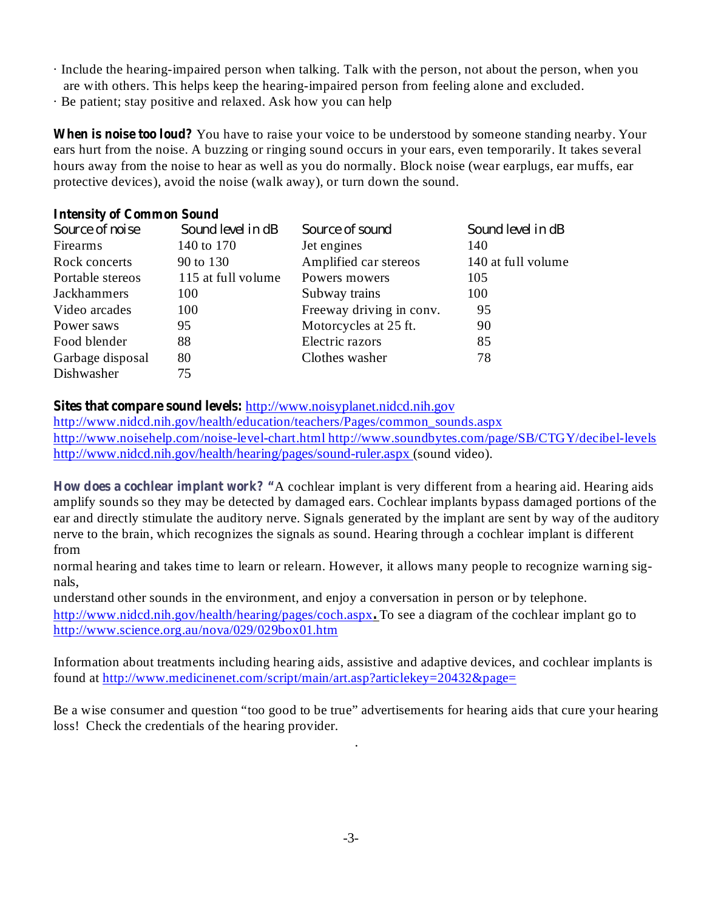- Include the hearing-impaired person when talking. Talk with the person, not about the person, when you are with others. This helps keep the hearing-impaired person from feeling alone and excluded.
- Be patient; stay positive and relaxed. Ask how you can help

**When is noise too loud?** You have to raise your voice to be understood by someone standing nearby. Your ears hurt from the noise. A buzzing or ringing sound occurs in your ears, even temporarily. It takes several hours away from the noise to hear as well as you do normally. Block noise (wear earplugs, ear muffs, ear protective devices), avoid the noise (walk away), or turn down the sound.

**Intensity of Common Sound**

| Source of noise | Sound level in dB | Source of sound | Sound level in dB |
|---|---|---|---|
| Firearms | 140 to 170 | Jet engines | 140 |
| Rock concerts | 90 to 130 | Amplified car stereos | 140 at full volume |
| Portable stereos | 115 at full volume | Powers mowers | 105 |
| Jackhammers | 100 | Subway trains | 100 |
| Video arcades | 100 | Freeway driving in conv. | 95 |
| Power saws | 95 | Motorcycles at 25 ft. | 90 |
| Food blender | 88 | Electric razors | 85 |
| Garbage disposal | 80 | Clothes washer | 78 |
| Dishwasher | 75 | | |

**Sites that compare sound levels:** http://www.noisyplanet.nidcd.nih.gov
http://www.nidcd.nih.gov/health/education/teachers/Pages/common_sounds.aspx
http://www.noisehelp.com/noise-level-chart.html http://www.soundbytes.com/page/SB/CTGY/decibel-levels
http://www.nidcd.nih.gov/health/hearing/pages/sound-ruler.aspx (sound video).

**How does a cochlear implant work?** "A cochlear implant is very different from a hearing aid. Hearing aids amplify sounds so they may be detected by damaged ears. Cochlear implants bypass damaged portions of the ear and directly stimulate the auditory nerve. Signals generated by the implant are sent by way of the auditory nerve to the brain, which recognizes the signals as sound. Hearing through a cochlear implant is different from normal hearing and takes time to learn or relearn. However, it allows many people to recognize warning signals, understand other sounds in the environment, and enjoy a conversation in person or by telephone. http://www.nidcd.nih.gov/health/hearing/pages/coch.aspx. To see a diagram of the cochlear implant go to http://www.science.org.au/nova/029/029box01.htm

Information about treatments including hearing aids, assistive and adaptive devices, and cochlear implants is found at http://www.medicinenet.com/script/main/art.asp?articlekey=20432&page=

Be a wise consumer and question "too good to be true" advertisements for hearing aids that cure your hearing loss! Check the credentials of the hearing provider.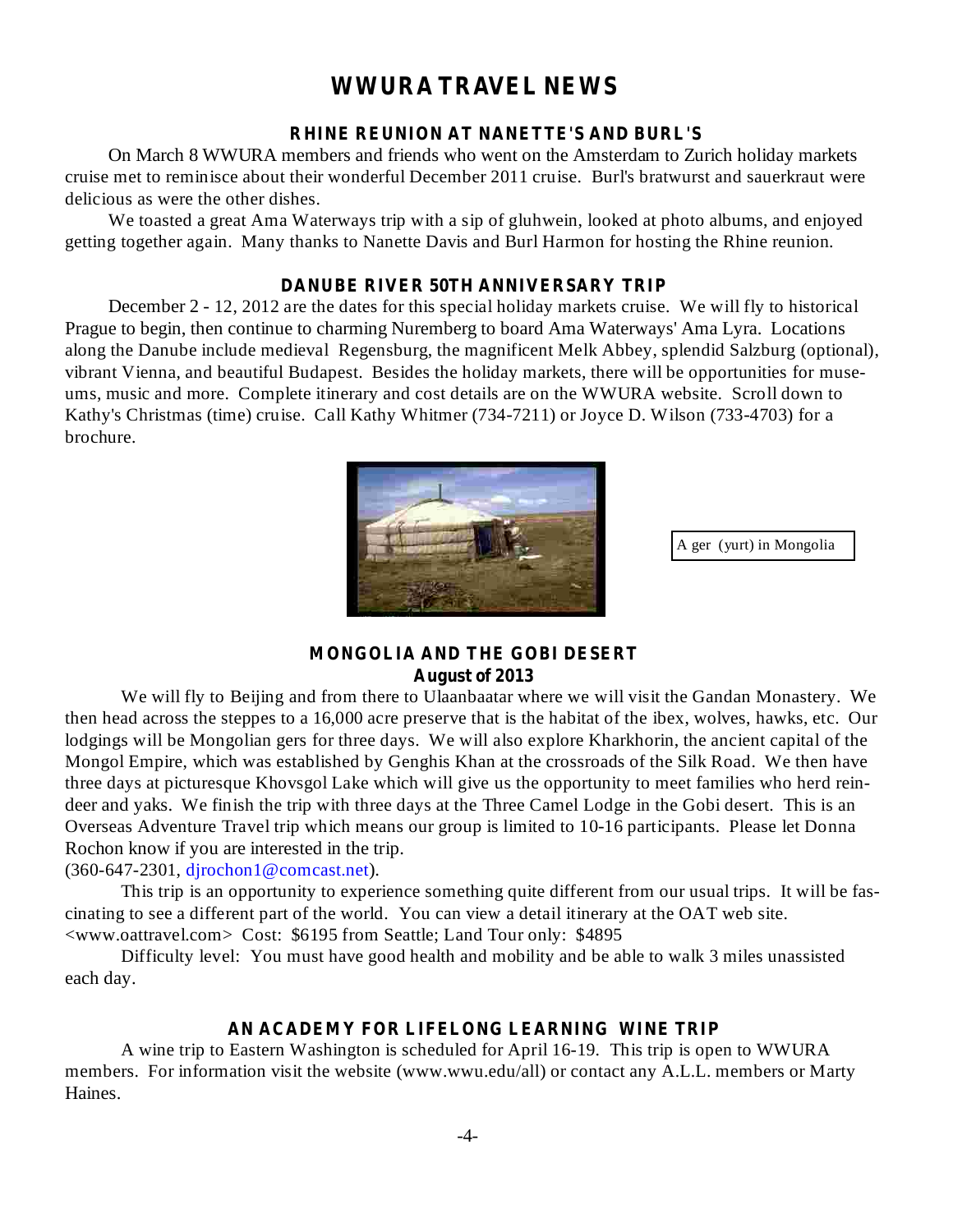# WWURA TRAVEL NEWS

## RHINE REUNION AT NANETTE'S AND BURL'S

On March 8 WWURA members and friends who went on the Amsterdam to Zurich holiday markets cruise met to reminisce about their wonderful December 2011 cruise. Burl's bratwurst and sauerkraut were delicious as were the other dishes.

We toasted a great Ama Waterways trip with a sip of gluhwein, looked at photo albums, and enjoyed getting together again. Many thanks to Nanette Davis and Burl Harmon for hosting the Rhine reunion.

## DANUBE RIVER 50TH ANNIVERSARY TRIP

December 2 - 12, 2012 are the dates for this special holiday markets cruise. We will fly to historical Prague to begin, then continue to charming Nuremberg to board Ama Waterways' Ama Lyra. Locations along the Danube include medieval Regensburg, the magnificent Melk Abbey, splendid Salzburg (optional), vibrant Vienna, and beautiful Budapest. Besides the holiday markets, there will be opportunities for museums, music and more. Complete itinerary and cost details are on the WWURA website. Scroll down to Kathy's Christmas (time) cruise. Call Kathy Whitmer (734-7211) or Joyce D. Wilson (733-4703) for a brochure.

A ger (yurt) in Mongolia

## MONGOLIA AND THE GOBI DESERT

**August of 2013**

We will fly to Beijing and from there to Ulaanbaatar where we will visit the Gandan Monastery. We then head across the steppes to a 16,000 acre preserve that is the habitat of the ibex, wolves, hawks, etc. Our lodgings will be Mongolian gers for three days. We will also explore Kharkhorin, the ancient capital of the Mongol Empire, which was established by Genghis Khan at the crossroads of the Silk Road. We then have three days at picturesque Khovsgol Lake which will give us the opportunity to meet families who herd reindeer and yaks. We finish the trip with three days at the Three Camel Lodge in the Gobi desert. This is an Overseas Adventure Travel trip which means our group is limited to 10-16 participants. Please let Donna Rochon know if you are interested in the trip.
(360-647-2301, djrochon1@comcast.net).

This trip is an opportunity to experience something quite different from our usual trips. It will be fascinating to see a different part of the world. You can view a detail itinerary at the OAT web site. <www.oattravel.com> Cost: $6195 from Seattle; Land Tour only: $4895

Difficulty level: You must have good health and mobility and be able to walk 3 miles unassisted each day.

## AN ACADEMY FOR LIFELONG LEARNING WINE TRIP

A wine trip to Eastern Washington is scheduled for April 16-19. This trip is open to WWURA members. For information visit the website (www.wwu.edu/all) or contact any A.L.L. members or Marty Haines.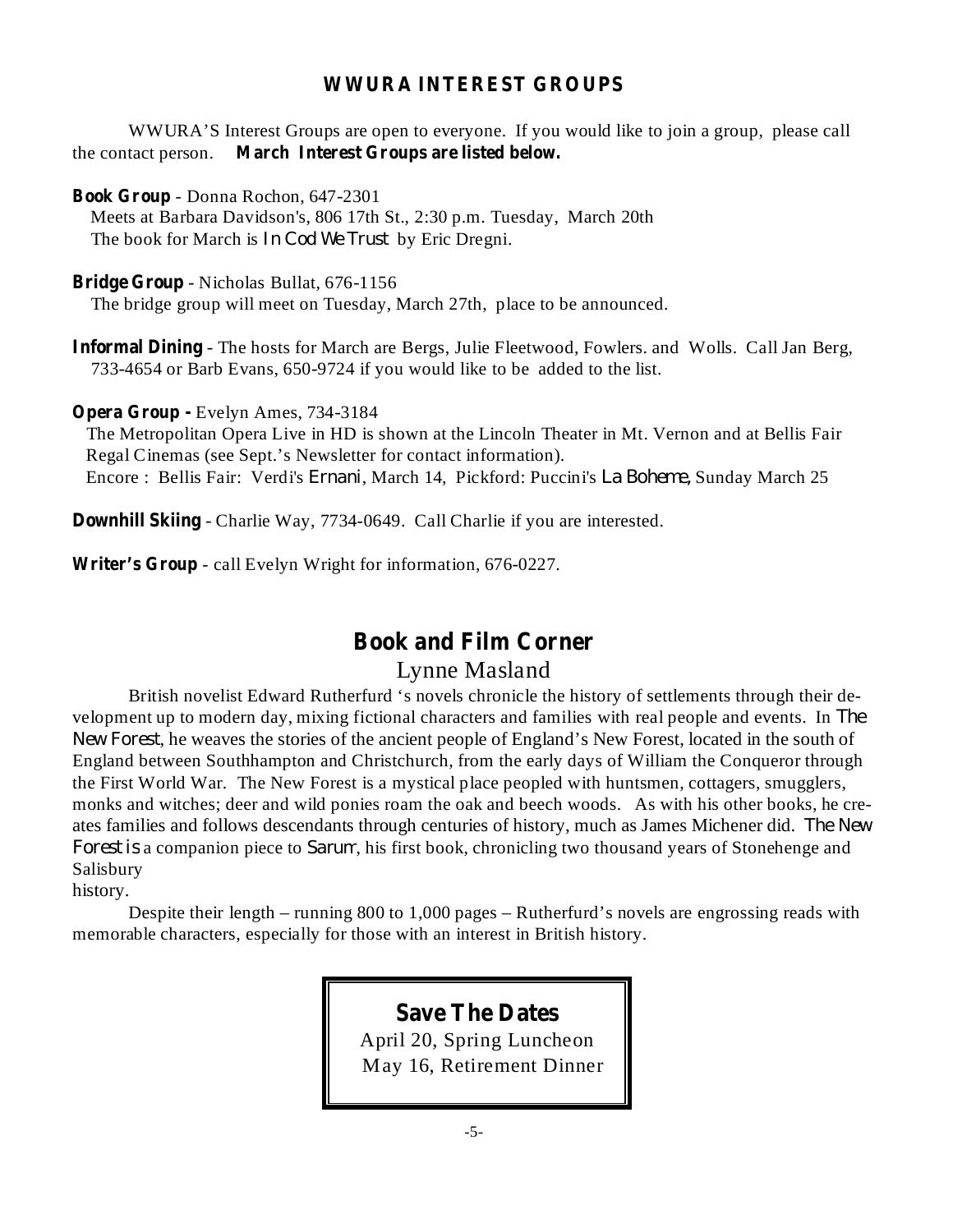## WWURA INTEREST GROUPS

WWURA'S Interest Groups are open to everyone. If you would like to join a group, please call the contact person. **March Interest Groups are listed below.**

**Book Group** - Donna Rochon, 647-2301
Meets at Barbara Davidson's, 806 17th St., 2:30 p.m. Tuesday, March 20th
The book for March is *In Cod We Trust* by Eric Dregni.

**Bridge Group** - Nicholas Bullat, 676-1156
The bridge group will meet on Tuesday, March 27th, place to be announced.

**Informal Dining** - The hosts for March are Bergs, Julie Fleetwood, Fowlers. and Wolls. Call Jan Berg, 733-4654 or Barb Evans, 650-9724 if you would like to be added to the list.

**Opera Group -** Evelyn Ames, 734-3184
The Metropolitan Opera Live in HD is shown at the Lincoln Theater in Mt. Vernon and at Bellis Fair Regal Cinemas (see Sept.'s Newsletter for contact information).
Encore : Bellis Fair: Verdi's *Ernani*, March 14, Pickford: Puccini's *La Boheme,* Sunday March 25

**Downhill Skiing** - Charlie Way, 7734-0649. Call Charlie if you are interested.

**Writer's Group** - call Evelyn Wright for information, 676-0227.

## Book and Film Corner

Lynne Masland

British novelist Edward Rutherfurd 's novels chronicle the history of settlements through their development up to modern day, mixing fictional characters and families with real people and events. In *The New Forest*, he weaves the stories of the ancient people of England's New Forest, located in the south of England between Southhampton and Christchurch, from the early days of William the Conqueror through the First World War. The New Forest is a mystical place peopled with huntsmen, cottagers, smugglers, monks and witches; deer and wild ponies roam the oak and beech woods. As with his other books, he creates families and follows descendants through centuries of history, much as James Michener did. *The New Forest is* a companion piece to *Sarum*, his first book, chronicling two thousand years of Stonehenge and Salisbury history.

Despite their length – running 800 to 1,000 pages – Rutherfurd's novels are engrossing reads with memorable characters, especially for those with an interest in British history.

### Save The Dates

April 20, Spring Luncheon
May 16, Retirement Dinner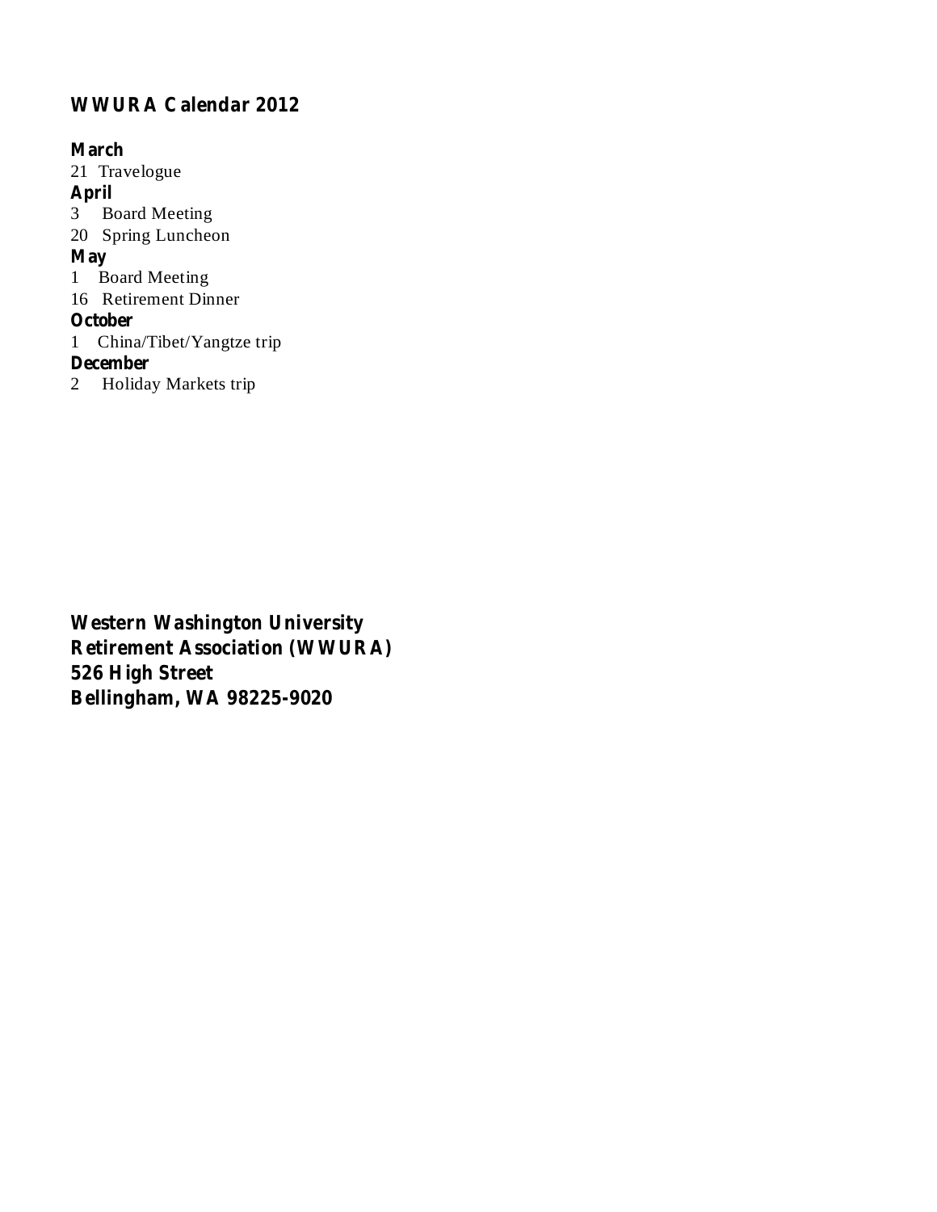## WWURA Calendar 2012

**March**

21 Travelogue

**April**

3 Board Meeting

20 Spring Luncheon

**May**

1 Board Meeting

16 Retirement Dinner

**October**

1 China/Tibet/Yangtze trip

**December**

2 Holiday Markets trip

**Western Washington University**
**Retirement Association (WWURA)**
**526 High Street**
**Bellingham, WA 98225-9020**